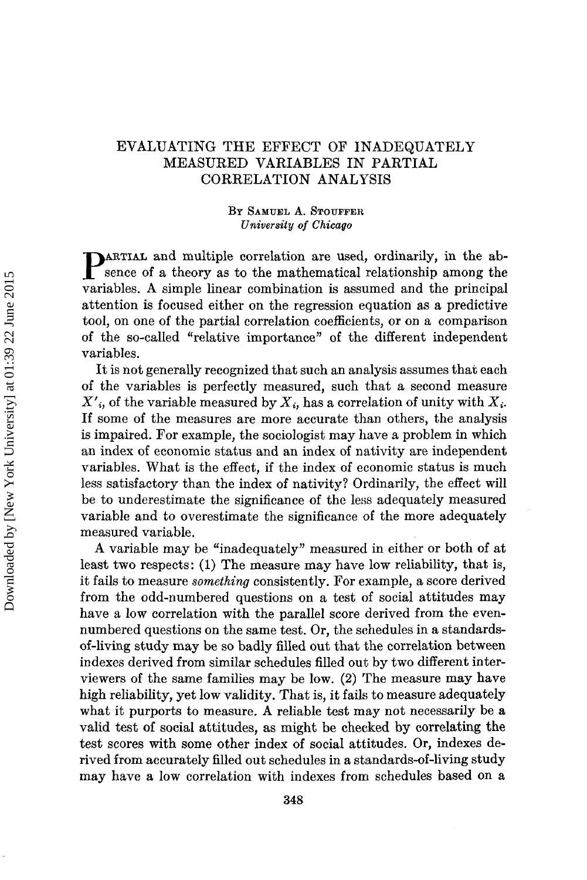# EVALUATING THE EFFECT OF INADEQUATELY MEASURED VARIABLES IN PARTIAL CORRELATION ANALYSIS

By Samuel A. Stouffer
*University of Chicago*

Partial and multiple correlation are used, ordinarily, in the absence of a theory as to the mathematical relationship among the variables. A simple linear combination is assumed and the principal attention is focused either on the regression equation as a predictive tool, on one of the partial correlation coefficients, or on a comparison of the so-called "relative importance" of the different independent variables.

It is not generally recognized that such an analysis assumes that each of the variables is perfectly measured, such that a second measure $X'_i$, of the variable measured by $X_i$, has a correlation of unity with $X_i$. If some of the measures are more accurate than others, the analysis is impaired. For example, the sociologist may have a problem in which an index of economic status and an index of nativity are independent variables. What is the effect, if the index of economic status is much less satisfactory than the index of nativity? Ordinarily, the effect will be to underestimate the significance of the less adequately measured variable and to overestimate the significance of the more adequately measured variable.

A variable may be "inadequately" measured in either or both of at least two respects: (1) The measure may have low reliability, that is, it fails to measure *something* consistently. For example, a score derived from the odd-numbered questions on a test of social attitudes may have a low correlation with the parallel score derived from the even-numbered questions on the same test. Or, the schedules in a standards-of-living study may be so badly filled out that the correlation between indexes derived from similar schedules filled out by two different interviewers of the same families may be low. (2) The measure may have high reliability, yet low validity. That is, it fails to measure adequately what it purports to measure. A reliable test may not necessarily be a valid test of social attitudes, as might be checked by correlating the test scores with some other index of social attitudes. Or, indexes derived from accurately filled out schedules in a standards-of-living study may have a low correlation with indexes from schedules based on a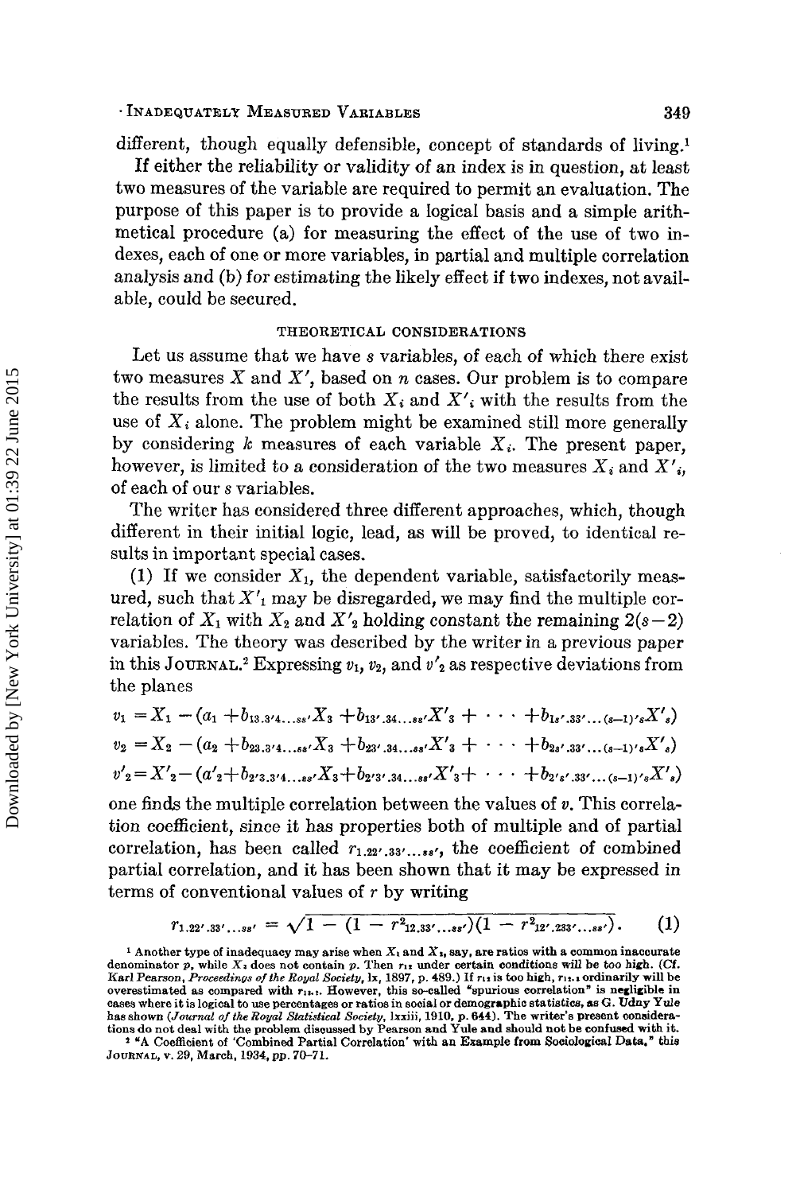different, though equally defensible, concept of standards of living.[1]

If either the reliability or validity of an index is in question, at least two measures of the variable are required to permit an evaluation. The purpose of this paper is to provide a logical basis and a simple arithmetical procedure (a) for measuring the effect of the use of two indexes, each of one or more variables, in partial and multiple correlation analysis and (b) for estimating the likely effect if two indexes, not available, could be secured.

## THEORETICAL CONSIDERATIONS

Let us assume that we have $s$ variables, of each of which there exist two measures $X$ and $X'$, based on $n$ cases. Our problem is to compare the results from the use of both $X_i$ and $X'_i$ with the results from the use of $X_i$ alone. The problem might be examined still more generally by considering $k$ measures of each variable $X_i$. The present paper, however, is limited to a consideration of the two measures $X_i$ and $X'_i$, of each of our $s$ variables.

The writer has considered three different approaches, which, though different in their initial logic, lead, as will be proved, to identical results in important special cases.

(1) If we consider $X_1$, the dependent variable, satisfactorily measured, such that $X'_1$ may be disregarded, we may find the multiple correlation of $X_1$ with $X_2$ and $X'_2$ holding constant the remaining $2(s-2)$ variables. The theory was described by the writer in a previous paper in this JOURNAL.[2] Expressing $v_1$, $v_2$, and $v'_2$ as respective deviations from the planes

$$v_1 = X_1 - (a_1 + b_{13.3'4\ldots ss'}X_3 + b_{13'.34\ldots ss'}X'_3 + \cdots + b_{1s'.33'\ldots(s-1)'s}X'_s)$$

$$v_2 = X_2 - (a_2 + b_{23.3'4\ldots ss'}X_3 + b_{23'.34\ldots ss'}X'_3 + \cdots + b_{2s'.33'\ldots(s-1)'s}X'_s)$$

$$v'_2 = X'_2 - (a'_2 + b_{2'3.3'4\ldots ss'}X_3 + b_{2'3'.34\ldots ss'}X'_3 + \cdots + b_{2's'.33'\ldots(s-1)'s}X'_s)$$

one finds the multiple correlation between the values of $v$. This correlation coefficient, since it has properties both of multiple and of partial correlation, has been called $r_{1.22'.33'\ldots ss'}$, the coefficient of combined partial correlation, and it has been shown that it may be expressed in terms of conventional values of $r$ by writing

$$r_{1.22'.33'\ldots ss'} = \sqrt{1 - (1 - r^2_{12.33'\ldots ss'})(1 - r^2_{12'.233'\ldots ss'})}. \qquad (1)$$

[1] Another type of inadequacy may arise when $X_1$ and $X_2$, say, are ratios with a common inaccurate denominator $p$, while $X_3$ does not contain $p$. Then $r_{12}$ under certain conditions will be too high. (Cf. Karl Pearson, *Proceedings of the Royal Society*, lx, 1897, p. 489.) If $r_{12}$ is too high, $r_{12.3}$ ordinarily will be overestimated as compared with $r_{13.2}$. However, this so-called "spurious correlation" is negligible in cases where it is logical to use percentages or ratios in social or demographic statistics, as G. Udny Yule has shown (*Journal of the Royal Statistical Society*, lxxiii, 1910, p. 644). The writer's present considerations do not deal with the problem discussed by Pearson and Yule and should not be confused with it.

[2] "A Coefficient of 'Combined Partial Correlation' with an Example from Sociological Data," this JOURNAL, v. 29, March, 1934, pp. 70–71.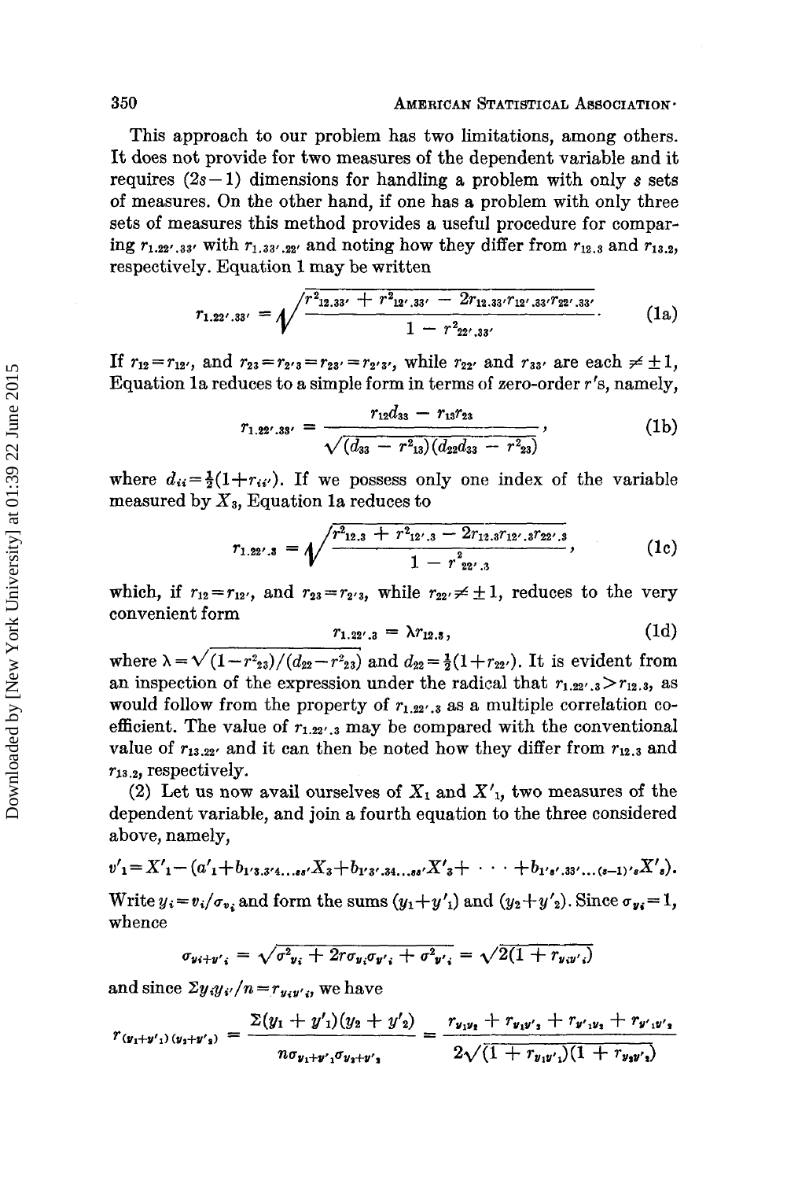This approach to our problem has two limitations, among others. It does not provide for two measures of the dependent variable and it requires $(2s-1)$ dimensions for handling a problem with only $s$ sets of measures. On the other hand, if one has a problem with only three sets of measures this method provides a useful procedure for comparing $r_{1.22'.33'}$ with $r_{1.33'.22'}$ and noting how they differ from $r_{12.3}$ and $r_{13.2}$, respectively. Equation 1 may be written

$$r_{1.22'.33'} = \sqrt{\frac{r^2_{12.33'} + r^2_{12'.33'} - 2r_{12.33'}r_{12'.33'}r_{22'.33'}}{1 - r^2_{22'.33'}}}. \tag{1a}$$

If $r_{12} = r_{12'}$, and $r_{23} = r_{2'3} = r_{23'} = r_{2'3'}$, while $r_{22'}$ and $r_{33'}$ are each $\neq \pm 1$, Equation 1a reduces to a simple form in terms of zero-order $r$'s, namely,

$$r_{1.22'.33'} = \frac{r_{12}d_{33} - r_{13}r_{23}}{\sqrt{(d_{33} - r^2_{13})(d_{22}d_{33} - r^2_{23})}}, \tag{1b}$$

where $d_{ii} = \frac{1}{2}(1 + r_{ii'})$. If we possess only one index of the variable measured by $X_3$, Equation 1a reduces to

$$r_{1.22'.3} = \sqrt{\frac{r^2_{12.3} + r^2_{12'.3} - 2r_{12.3}r_{12'.3}r_{22'.3}}{1 - r^2_{22'.3}}}, \tag{1c}$$

which, if $r_{12} = r_{12'}$, and $r_{23} = r_{2'3}$, while $r_{22'} \neq \pm 1$, reduces to the very convenient form

$$r_{1.22'.3} = \lambda r_{12.3}, \tag{1d}$$

where $\lambda = \sqrt{(1 - r^2_{23})/(d_{22} - r^2_{23})}$ and $d_{22} = \frac{1}{2}(1 + r_{22'})$. It is evident from an inspection of the expression under the radical that $r_{1.22'.3} > r_{12.3}$, as would follow from the property of $r_{1.22'.3}$ as a multiple correlation coefficient. The value of $r_{1.22'.3}$ may be compared with the conventional value of $r_{13.22'}$ and it can then be noted how they differ from $r_{12.3}$ and $r_{13.2}$, respectively.

(2) Let us now avail ourselves of $X_1$ and $X'_1$, two measures of the dependent variable, and join a fourth equation to the three considered above, namely,

$$v'_1 = X'_1 - (a'_1 + b_{1'3.3'4\ldots ss'}X_3 + b_{1'3'.34\ldots ss'}X'_3 + \cdots + b_{1's'.33'\ldots(s-1)'s}X'_s).$$

Write $y_i = v_i/\sigma_{v_i}$ and form the sums $(y_1 + y'_1)$ and $(y_2 + y'_2)$. Since $\sigma_{y_i} = 1$, whence

$$\sigma_{y_i + y'_i} = \sqrt{\sigma^2_{y_i} + 2r\sigma_{y_i}\sigma_{y'_i} + \sigma^2_{y'_i}} = \sqrt{2(1 + r_{y_iy'_i})}$$

and since $\Sigma y_i y_{i'}/n = r_{y_iy'_i}$, we have

$$r_{(y_1+y'_1)(y_2+y'_2)} = \frac{\Sigma(y_1 + y'_1)(y_2 + y'_2)}{n\sigma_{y_1+y'_1}\sigma_{y_2+y'_2}} = \frac{r_{y_1y_2} + r_{y_1y'_2} + r_{y'_1y_2} + r_{y'_1y'_2}}{2\sqrt{(1 + r_{y_1y'_1})(1 + r_{y_2y'_2})}}$$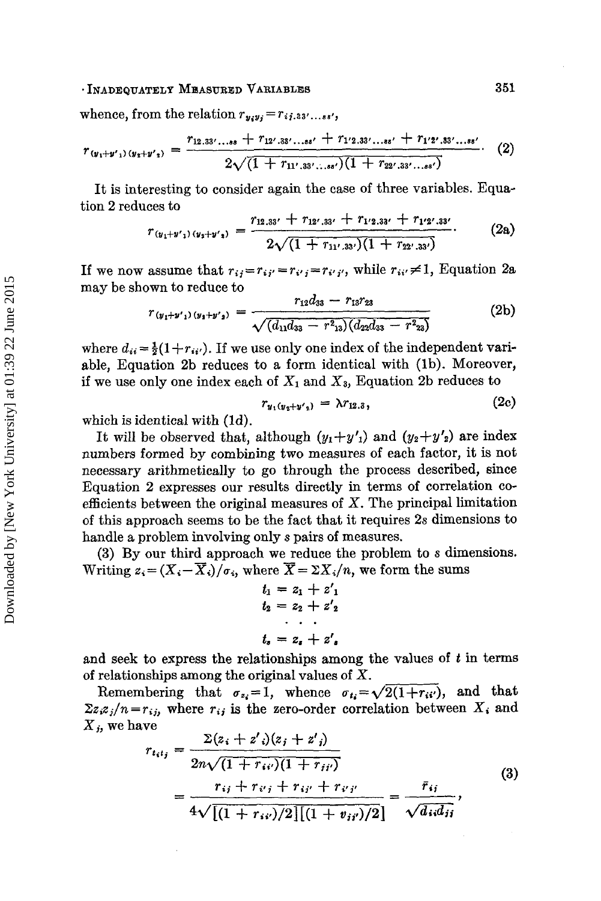whence, from the relation $r_{y_iy_j} = r_{ij.33'\ldots ss'}$,

$$r_{(y_1+y'_1)(y_2+y'_2)} = \frac{r_{12.33'\ldots ss} + r_{12'.33'\ldots ss'} + r_{1'2.33'\ldots ss'} + r_{1'2'.33'\ldots ss'}}{2\sqrt{(1 + r_{11'.33'\ldots ss'})(1 + r_{22'.33'\ldots ss'})}}. \quad (2)$$

It is interesting to consider again the case of three variables. Equation 2 reduces to

$$r_{(y_1+y'_1)(y_2+y'_2)} = \frac{r_{12.33'} + r_{12'.33'} + r_{1'2.33'} + r_{1'2'.33'}}{2\sqrt{(1 + r_{11'.33'})(1 + r_{22'.33'})}}. \quad (2a)$$

If we now assume that $r_{ij} = r_{ij'} = r_{i'j} = r_{i'j'}$, while $r_{ii'} \neq 1$, Equation 2a may be shown to reduce to

$$r_{(y_1+y'_1)(y_2+y'_2)} = \frac{r_{12}d_{33} - r_{13}r_{23}}{\sqrt{(d_{11}d_{33} - r^2_{13})(d_{22}d_{33} - r^2_{23})}} \quad (2b)$$

where $d_{ii} = \frac{1}{2}(1 + r_{ii'})$. If we use only one index of the independent variable, Equation 2b reduces to a form identical with (1b). Moreover, if we use only one index each of $X_1$ and $X_3$, Equation 2b reduces to

$$r_{y_1(y_2+y'_2)} = \lambda r_{12.3}, \quad (2c)$$

which is identical with (1d).

It will be observed that, although $(y_1 + y'_1)$ and $(y_2 + y'_2)$ are index numbers formed by combining two measures of each factor, it is not necessary arithmetically to go through the process described, since Equation 2 expresses our results directly in terms of correlation coefficients between the original measures of $X$. The principal limitation of this approach seems to be the fact that it requires $2s$ dimensions to handle a problem involving only $s$ pairs of measures.

(3) By our third approach we reduce the problem to $s$ dimensions. Writing $z_i = (X_i - \overline{X}_i)/\sigma_i$, where $\overline{X} = \Sigma X_i/n$, we form the sums

$$t_1 = z_1 + z'_1$$
$$t_2 = z_2 + z'_2$$
$$\cdots$$
$$t_s = z_s + z'_s$$

and seek to express the relationships among the values of $t$ in terms of relationships among the original values of $X$.

Remembering that $\sigma_{z_i} = 1$, whence $\sigma_{t_i} = \sqrt{2(1 + r_{ii'})}$, and that $\Sigma z_i z_j / n = r_{ij}$, where $r_{ij}$ is the zero-order correlation between $X_i$ and $X_j$, we have

$$\begin{aligned} r_{t_it_j} &= \frac{\Sigma(z_i + z'_i)(z_j + z'_j)}{2n\sqrt{(1 + r_{ii'})(1 + r_{jj'})}} \\ &= \frac{r_{ij} + r_{i'j} + r_{ij'} + r_{i'j'}}{4\sqrt{[(1 + r_{ii'})/2][(1 + v_{jj'})/2]}} = \frac{\bar{r}_{ij}}{\sqrt{d_{ii}d_{jj}}}, \end{aligned} \quad (3)$$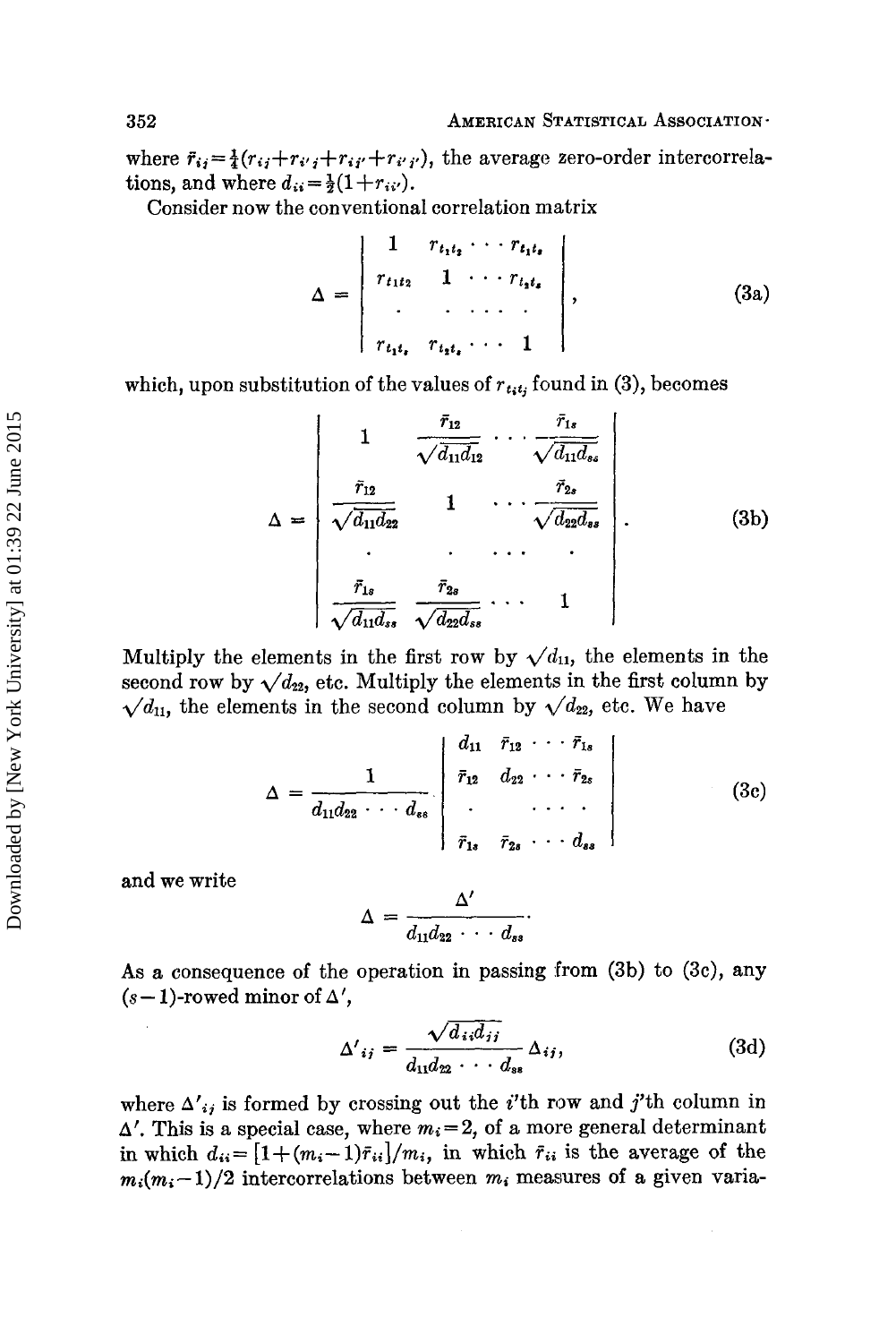where $\bar{r}_{ij} = \frac{1}{4}(r_{ij} + r_{i'j} + r_{ij'} + r_{i'j'})$, the average zero-order intercorrelations, and where $d_{ii} = \frac{1}{2}(1 + r_{ii'})$.

Consider now the conventional correlation matrix

$$\Delta = \begin{vmatrix} 1 & r_{t_1t_2} & \cdots & r_{t_1t_s} \\ r_{t_1t_2} & 1 & \cdots & r_{t_2t_s} \\ \cdot & \cdot & \cdots & \cdot \\ r_{t_1t_s} & r_{t_2t_s} & \cdots & 1 \end{vmatrix}, \tag{3a}$$

which, upon substitution of the values of $r_{t_it_j}$ found in (3), becomes

$$\Delta = \begin{vmatrix} 1 & \dfrac{\bar{r}_{12}}{\sqrt{d_{11}d_{12}}} & \cdots & \dfrac{\bar{r}_{1s}}{\sqrt{d_{11}d_{ss}}} \\ \dfrac{\bar{r}_{12}}{\sqrt{d_{11}d_{22}}} & 1 & \cdots & \dfrac{\bar{r}_{2s}}{\sqrt{d_{22}d_{ss}}} \\ \cdot & \cdot & \cdots & \cdot \\ \dfrac{\bar{r}_{1s}}{\sqrt{d_{11}d_{ss}}} & \dfrac{\bar{r}_{2s}}{\sqrt{d_{22}d_{ss}}} & \cdots & 1 \end{vmatrix}. \tag{3b}$$

Multiply the elements in the first row by $\sqrt{d_{11}}$, the elements in the second row by $\sqrt{d_{22}}$, etc. Multiply the elements in the first column by $\sqrt{d_{11}}$, the elements in the second column by $\sqrt{d_{22}}$, etc. We have

$$\Delta = \frac{1}{d_{11}d_{22} \cdots d_{ss}} \begin{vmatrix} d_{11} & \bar{r}_{12} & \cdots & \bar{r}_{1s} \\ \bar{r}_{12} & d_{22} & \cdots & \bar{r}_{2s} \\ \cdot & & \cdots & \cdot \\ \bar{r}_{1s} & \bar{r}_{2s} & \cdots & d_{ss} \end{vmatrix} \tag{3c}$$

and we write

$$\Delta = \frac{\Delta'}{d_{11}d_{22} \cdots d_{ss}}.$$

As a consequence of the operation in passing from (3b) to (3c), any $(s-1)$-rowed minor of $\Delta'$,

$$\Delta'_{ij} = \frac{\sqrt{d_{ii}d_{jj}}}{d_{11}d_{22} \cdots d_{ss}} \Delta_{ij}, \tag{3d}$$

where $\Delta'_{ij}$ is formed by crossing out the $i$'th row and $j$'th column in $\Delta'$. This is a special case, where $m_i = 2$, of a more general determinant in which $d_{ii} = [1 + (m_i - 1)\bar{r}_{ii}]/m_i$, in which $\bar{r}_{ii}$ is the average of the $m_i(m_i-1)/2$ intercorrelations between $m_i$ measures of a given varia-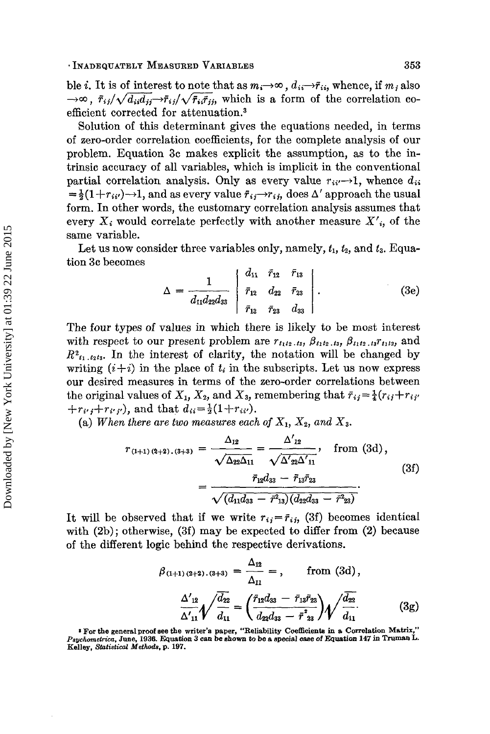ble $i$. It is of interest to note that as $m_i \to \infty$, $d_{ii} \to \bar{r}_{ii}$, whence, if $m_j$ also $\to \infty$, $\bar{r}_{ij}/\sqrt{d_{ii}d_{jj}} \to \bar{r}_{ij}/\sqrt{\bar{r}_{ii}\bar{r}_{jj}}$, which is a form of the correlation coefficient corrected for attenuation.[3]

Solution of this determinant gives the equations needed, in terms of zero-order correlation coefficients, for the complete analysis of our problem. Equation 3c makes explicit the assumption, as to the intrinsic accuracy of all variables, which is implicit in the conventional partial correlation analysis. Only as every value $r_{ii'} \to 1$, whence $d_{ii} = \frac{1}{2}(1 + r_{ii'}) \to 1$, and as every value $\bar{r}_{ij} \to r_{ij}$, does $\Delta'$ approach the usual form. In other words, the customary correlation analysis assumes that every $X_i$ would correlate perfectly with another measure $X'_i$, of the same variable.

Let us now consider three variables only, namely, $t_1$, $t_2$, and $t_3$. Equation 3c becomes

$$\Delta = \frac{1}{d_{11}d_{22}d_{33}} \begin{vmatrix} d_{11} & \bar{r}_{12} & \bar{r}_{13} \\ \bar{r}_{12} & d_{22} & \bar{r}_{23} \\ \bar{r}_{13} & \bar{r}_{23} & d_{33} \end{vmatrix}. \tag{3e}$$

The four types of values in which there is likely to be most interest with respect to our present problem are $r_{t_1t_2 \cdot t_3}$, $\beta_{t_1t_2 \cdot t_3}$, $\beta_{t_1t_2 \cdot t_3}r_{t_1t_2}$, and $R^2_{t_1 \cdot t_2t_3}$. In the interest of clarity, the notation will be changed by writing $(i+i)$ in the place of $t_i$ in the subscripts. Let us now express our desired measures in terms of the zero-order correlations between the original values of $X_1$, $X_2$, and $X_3$, remembering that $\bar{r}_{ij} = \frac{1}{4}(r_{ij} + r_{ij'} + r_{i'j} + r_{i'j'})$, and that $d_{ii} = \frac{1}{2}(1 + r_{ii'})$.

(a) *When there are two measures each of $X_1$, $X_2$, and $X_3$.*

$$\begin{aligned} r_{(1+1)(2+2)\cdot(3+3)} &= \frac{\Delta_{12}}{\sqrt{\Delta_{22}\Delta_{11}}} = \frac{\Delta'_{12}}{\sqrt{\Delta'_{22}\Delta'_{11}}}, \quad \text{from (3d)}, \\ &= \frac{\bar{r}_{12}d_{33} - \bar{r}_{13}\bar{r}_{23}}{\sqrt{(d_{11}d_{33} - \bar{r}^2_{13})(d_{22}d_{33} - \bar{r}^2_{23})}}. \end{aligned} \tag{3f}$$

It will be observed that if we write $r_{ij} = \bar{r}_{ij}$, (3f) becomes identical with (2b); otherwise, (3f) may be expected to differ from (2) because of the different logic behind the respective derivations.

$$\beta_{(1+1)(2+2)\cdot(3+3)} = \frac{\Delta_{12}}{\Delta_{11}} =, \quad \text{from (3d)},$$

$$\frac{\Delta'_{12}}{\Delta'_{11}}\sqrt{\frac{d_{22}}{d_{11}}} = \left(\frac{\bar{r}_{12}d_{33} - \bar{r}_{13}\bar{r}_{23}}{d_{22}d_{33} - \bar{r}^2_{23}}\right)\sqrt{\frac{d_{22}}{d_{11}}}. \tag{3g}$$

[3] For the general proof see the writer's paper, "Reliability Coefficients in a Correlation Matrix," *Psychometrica*, June, 1936. Equation 3 can be shown to be a special case of Equation 147 in Truman L. Kelley, *Statistical Methods*, p. 197.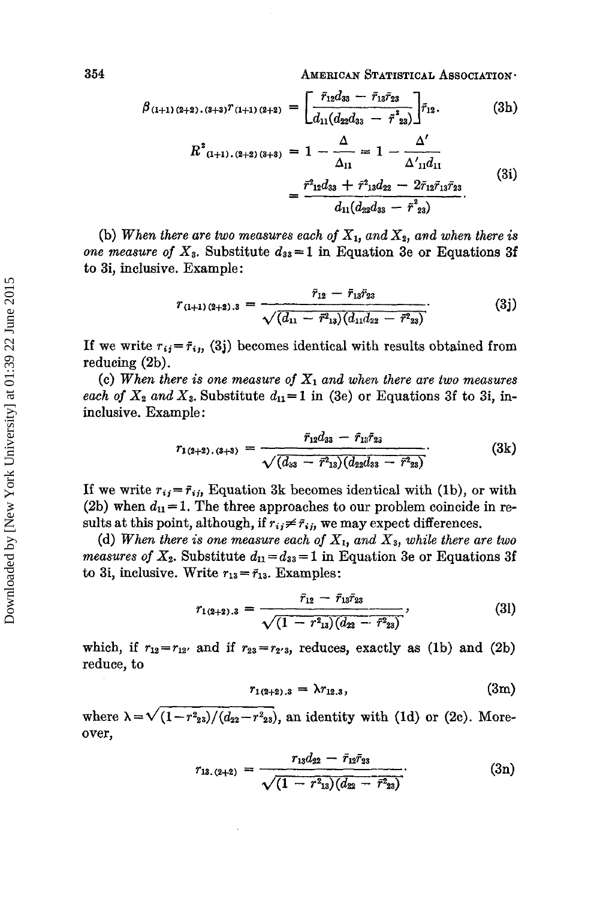$$\beta_{(1+1)(2+2).(3+3)}r_{(1+1)(2+2)} = \left[\frac{\bar{r}_{12}d_{33} - \bar{r}_{13}\bar{r}_{23}}{d_{11}(d_{22}d_{33} - \bar{r}^2_{23})}\right]\bar{r}_{12}. \tag{3h}$$

$$R^2_{(1+1).(2+2)(3+3)} = 1 - \frac{\Delta}{\Delta_{11}} = 1 - \frac{\Delta'}{\Delta'_{11}d_{11}}$$
$$= \frac{\bar{r}^2_{12}d_{33} + \bar{r}^2_{13}d_{22} - 2\bar{r}_{12}\bar{r}_{13}\bar{r}_{23}}{d_{11}(d_{22}d_{33} - \bar{r}^2_{23})}. \tag{3i}$$

(b) *When there are two measures each of $X_1$, and $X_2$, and when there is one measure of $X_3$.* Substitute $d_{33}=1$ in Equation 3e or Equations 3f to 3i, inclusive. Example:

$$r_{(1+1)(2+2).3} = \frac{\bar{r}_{12} - \bar{r}_{13}\bar{r}_{23}}{\sqrt{(d_{11} - \bar{r}^2_{13})(d_{11}d_{22} - \bar{r}^2_{23})}}. \tag{3j}$$

If we write $r_{ij}=\bar{r}_{ij}$, (3j) becomes identical with results obtained from reducing (2b).

(c) *When there is one measure of $X_1$ and when there are two measures each of $X_2$ and $X_3$.* Substitute $d_{11}=1$ in (3e) or Equations 3f to 3i, inclusive. Example:

$$r_{1(2+2).(3+3)} = \frac{\bar{r}_{12}d_{33} - \bar{r}_{13}\bar{r}_{23}}{\sqrt{(d_{33} - \bar{r}^2_{13})(d_{22}d_{33} - \bar{r}^2_{23})}}. \tag{3k}$$

If we write $r_{ij}=\bar{r}_{ij}$, Equation 3k becomes identical with (1b), or with (2b) when $d_{11}=1$. The three approaches to our problem coincide in results at this point, although, if $r_{ij}\neq\bar{r}_{ij}$, we may expect differences.

(d) *When there is one measure each of $X_1$, and $X_3$, while there are two measures of $X_2$.* Substitute $d_{11}=d_{33}=1$ in Equation 3e or Equations 3f to 3i, inclusive. Write $r_{13}=\bar{r}_{13}$. Examples:

$$r_{1(2+2).3} = \frac{\bar{r}_{12} - \bar{r}_{13}\bar{r}_{23}}{\sqrt{(1 - r^2_{13})(d_{22} - \bar{r}^2_{23})}}, \tag{3l}$$

which, if $r_{12}=r_{12'}$ and if $r_{23}=r_{2'3}$, reduces, exactly as (1b) and (2b) reduce, to

$$r_{1(2+2).3} = \lambda r_{12.3}, \tag{3m}$$

where $\lambda=\sqrt{(1-r^2_{23})/(d_{22}-r^2_{23})}$, an identity with (1d) or (2c). Moreover,

$$r_{13.(2+2)} = \frac{r_{13}d_{22} - \bar{r}_{12}\bar{r}_{23}}{\sqrt{(1 - r^2_{13})(d_{22} - \bar{r}^2_{23})}}. \tag{3n}$$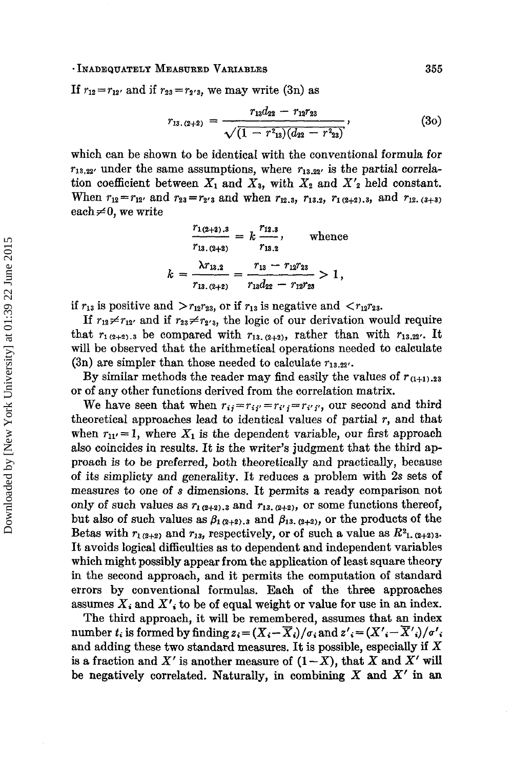If $r_{12}=r_{12'}$ and if $r_{23}=r_{2'3}$, we may write (3n) as

$$r_{13.(2+2)} = \frac{r_{13}d_{22} - r_{12}r_{23}}{\sqrt{(1 - r^2_{13})(d_{22} - r^2_{23})}}, \tag{3o}$$

which can be shown to be identical with the conventional formula for $r_{13.22'}$ under the same assumptions, where $r_{13.22'}$ is the partial correlation coefficient between $X_1$ and $X_3$, with $X_2$ and $X'_2$ held constant. When $r_{12}=r_{12'}$ and $r_{23}=r_{2'3}$ and when $r_{12.3}$, $r_{13.2}$, $r_{1(2+2).3}$, and $r_{12.(3+3)}$ each $\neq 0$, we write

$$\frac{r_{1(2+2).3}}{r_{13.(2+2)}} = k\frac{r_{12.3}}{r_{13.2}}, \qquad \text{whence}$$

$$k = \frac{\lambda r_{13.2}}{r_{13.(2+2)}} = \frac{r_{13} - r_{12}r_{23}}{r_{13}d_{22} - r_{12}r_{23}} > 1,$$

if $r_{13}$ is positive and $>r_{12}r_{23}$, or if $r_{13}$ is negative and $<r_{12}r_{23}$.

If $r_{12}\neq r_{12'}$ and if $r_{23}\neq r_{2'3}$, the logic of our derivation would require that $r_{1(2+2).3}$ be compared with $r_{13.(2+2)}$, rather than with $r_{13.22'}$. It will be observed that the arithmetical operations needed to calculate (3n) are simpler than those needed to calculate $r_{13.22'}$.

By similar methods the reader may find easily the values of $r_{(1+1).23}$ or of any other functions derived from the correlation matrix.

We have seen that when $r_{ij}=r_{ij'}=r_{i'j}=r_{i'j'}$, our second and third theoretical approaches lead to identical values of partial $r$, and that when $r_{11'}=1$, where $X_1$ is the dependent variable, our first approach also coincides in results. It is the writer's judgment that the third approach is to be preferred, both theoretically and practically, because of its simplicty and generality. It reduces a problem with $2s$ sets of measures to one of $s$ dimensions. It permits a ready comparison not only of such values as $r_{1(2+2).3}$ and $r_{13.(2+2)}$, or some functions thereof, but also of such values as $\beta_{1(2+2).3}$ and $\beta_{13.(2+2)}$, or the products of the Betas with $r_{1(2+2)}$ and $r_{13}$, respectively, or of such a value as $R^2_{1.(2+2)3}$. It avoids logical difficulties as to dependent and independent variables which might possibly appear from the application of least square theory in the second approach, and it permits the computation of standard errors by conventional formulas. Each of the three approaches assumes $X_i$ and $X'_i$ to be of equal weight or value for use in an index.

The third approach, it will be remembered, assumes that an index number $t_i$ is formed by finding $z_i=(X_i-\overline{X}_i)/\sigma_i$ and $z'_i=(X'_i-\overline{X}'_i)/\sigma'_i$ and adding these two standard measures. It is possible, especially if $X$ is a fraction and $X'$ is another measure of $(1-X)$, that $X$ and $X'$ will be negatively correlated. Naturally, in combining $X$ and $X'$ in an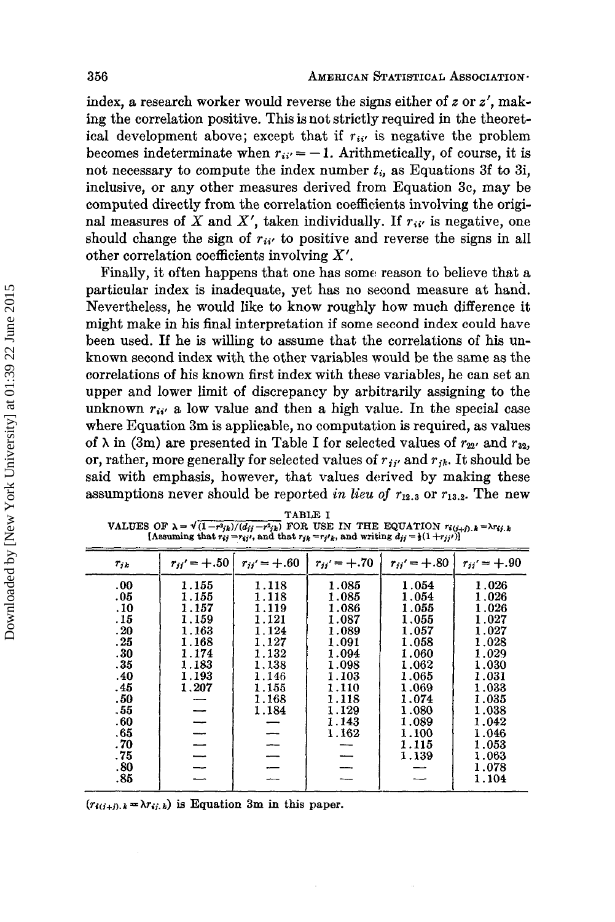index, a research worker would reverse the signs either of $z$ or $z'$, making the correlation positive. This is not strictly required in the theoretical development above; except that if $r_{ii'}$ is negative the problem becomes indeterminate when $r_{ii'} = -1$. Arithmetically, of course, it is not necessary to compute the index number $t_i$, as Equations 3f to 3i, inclusive, or any other measures derived from Equation 3c, may be computed directly from the correlation coefficients involving the original measures of $X$ and $X'$, taken individually. If $r_{ii'}$ is negative, one should change the sign of $r_{ii'}$ to positive and reverse the signs in all other correlation coefficients involving $X'$.

Finally, it often happens that one has some reason to believe that a particular index is inadequate, yet has no second measure at hand. Nevertheless, he would like to know roughly how much difference it might make in his final interpretation if some second index could have been used. If he is willing to assume that the correlations of his unknown second index with the other variables would be the same as the correlations of his known first index with these variables, he can set an upper and lower limit of discrepancy by arbitrarily assigning to the unknown $r_{ii'}$ a low value and then a high value. In the special case where Equation 3m is applicable, no computation is required, as values of $\lambda$ in (3m) are presented in Table I for selected values of $r_{22'}$ and $r_{32}$, or, rather, more generally for selected values of $r_{jj'}$ and $r_{jk}$. It should be said with emphasis, however, that values derived by making these assumptions never should be reported *in lieu of* $r_{12.3}$ or $r_{13.2}$. The new

TABLE I

VALUES OF $\lambda = \sqrt{(1-r^2_{jk})/(d_{jj}-r^2_{jk})}$ FOR USE IN THE EQUATION $r_{i(j+j).k} = \lambda r_{ij.k}$

[Assuming that $r_{ij} = r_{ij'}$, and that $r_{jk} = r_{j'k}$, and writing $d_{jj} = \frac{1}{2}(1 + r_{jj'})$]

| $r_{jk}$ | $r_{jj'} = +.50$ | $r_{jj'} = +.60$ | $r_{jj'} = +.70$ | $r_{jj'} = +.80$ | $r_{jj'} = +.90$ |
|---|---|---|---|---|---|
| .00 | 1.155 | 1.118 | 1.085 | 1.054 | 1.026 |
| .05 | 1.155 | 1.118 | 1.085 | 1.054 | 1.026 |
| .10 | 1.157 | 1.119 | 1.086 | 1.055 | 1.026 |
| .15 | 1.159 | 1.121 | 1.087 | 1.055 | 1.027 |
| .20 | 1.163 | 1.124 | 1.089 | 1.057 | 1.027 |
| .25 | 1.168 | 1.127 | 1.091 | 1.058 | 1.028 |
| .30 | 1.174 | 1.132 | 1.094 | 1.060 | 1.029 |
| .35 | 1.183 | 1.138 | 1.098 | 1.062 | 1.030 |
| .40 | 1.193 | 1.146 | 1.103 | 1.065 | 1.031 |
| .45 | 1.207 | 1.155 | 1.110 | 1.069 | 1.033 |
| .50 | — | 1.168 | 1.118 | 1.074 | 1.035 |
| .55 | — | 1.184 | 1.129 | 1.080 | 1.038 |
| .60 | — | — | 1.143 | 1.089 | 1.042 |
| .65 | — | — | 1.162 | 1.100 | 1.046 |
| .70 | — | — | — | 1.115 | 1.053 |
| .75 | — | — | — | 1.139 | 1.063 |
| .80 | — | — | — | — | 1.078 |
| .85 | — | — | — | — | 1.104 |

($r_{i(j+j).k} = \lambda r_{ij.k}$) is Equation 3m in this paper.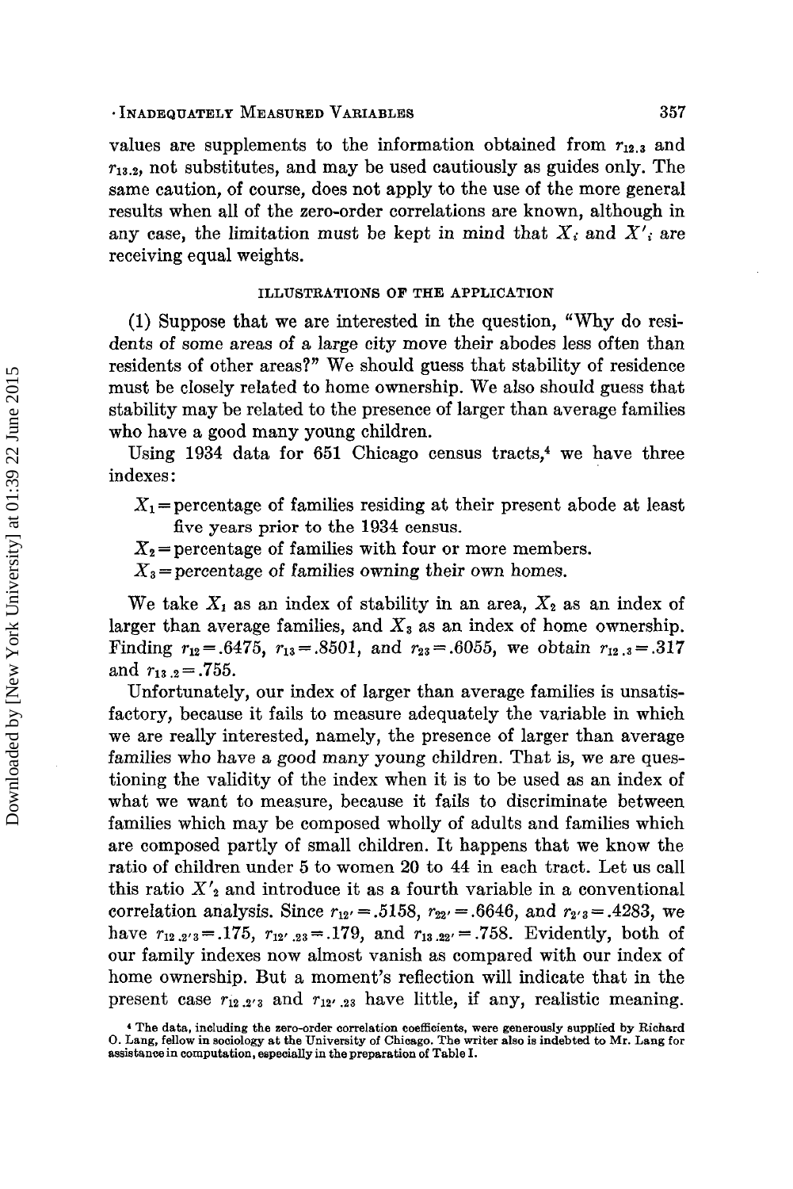values are supplements to the information obtained from $r_{12.3}$ and $r_{13.2}$, not substitutes, and may be used cautiously as guides only. The same caution, of course, does not apply to the use of the more general results when all of the zero-order correlations are known, although in any case, the limitation must be kept in mind that $X_i$ and $X'_i$ are receiving equal weights.

### ILLUSTRATIONS OF THE APPLICATION

(1) Suppose that we are interested in the question, "Why do residents of some areas of a large city move their abodes less often than residents of other areas?" We should guess that stability of residence must be closely related to home ownership. We also should guess that stability may be related to the presence of larger than average families who have a good many young children.

Using 1934 data for 651 Chicago census tracts,[4] we have three indexes:

$X_1$ = percentage of families residing at their present abode at least five years prior to the 1934 census.

$X_2$ = percentage of families with four or more members.

$X_3$ = percentage of families owning their own homes.

We take $X_1$ as an index of stability in an area, $X_2$ as an index of larger than average families, and $X_3$ as an index of home ownership. Finding $r_{12} = .6475$, $r_{13} = .8501$, and $r_{23} = .6055$, we obtain $r_{12.3} = .317$ and $r_{13.2} = .755$.

Unfortunately, our index of larger than average families is unsatisfactory, because it fails to measure adequately the variable in which we are really interested, namely, the presence of larger than average families who have a good many young children. That is, we are questioning the validity of the index when it is to be used as an index of what we want to measure, because it fails to discriminate between families which may be composed wholly of adults and families which are composed partly of small children. It happens that we know the ratio of children under 5 to women 20 to 44 in each tract. Let us call this ratio $X'_2$ and introduce it as a fourth variable in a conventional correlation analysis. Since $r_{12'} = .5158$, $r_{22'} = .6646$, and $r_{2'3} = .4283$, we have $r_{12.2'3} = .175$, $r_{12'.23} = .179$, and $r_{13.22'} = .758$. Evidently, both of our family indexes now almost vanish as compared with our index of home ownership. But a moment's reflection will indicate that in the present case $r_{12.2'3}$ and $r_{12'.23}$ have little, if any, realistic meaning.

[4] The data, including the zero-order correlation coefficients, were generously supplied by Richard O. Lang, fellow in sociology at the University of Chicago. The writer also is indebted to Mr. Lang for assistance in computation, especially in the preparation of Table I.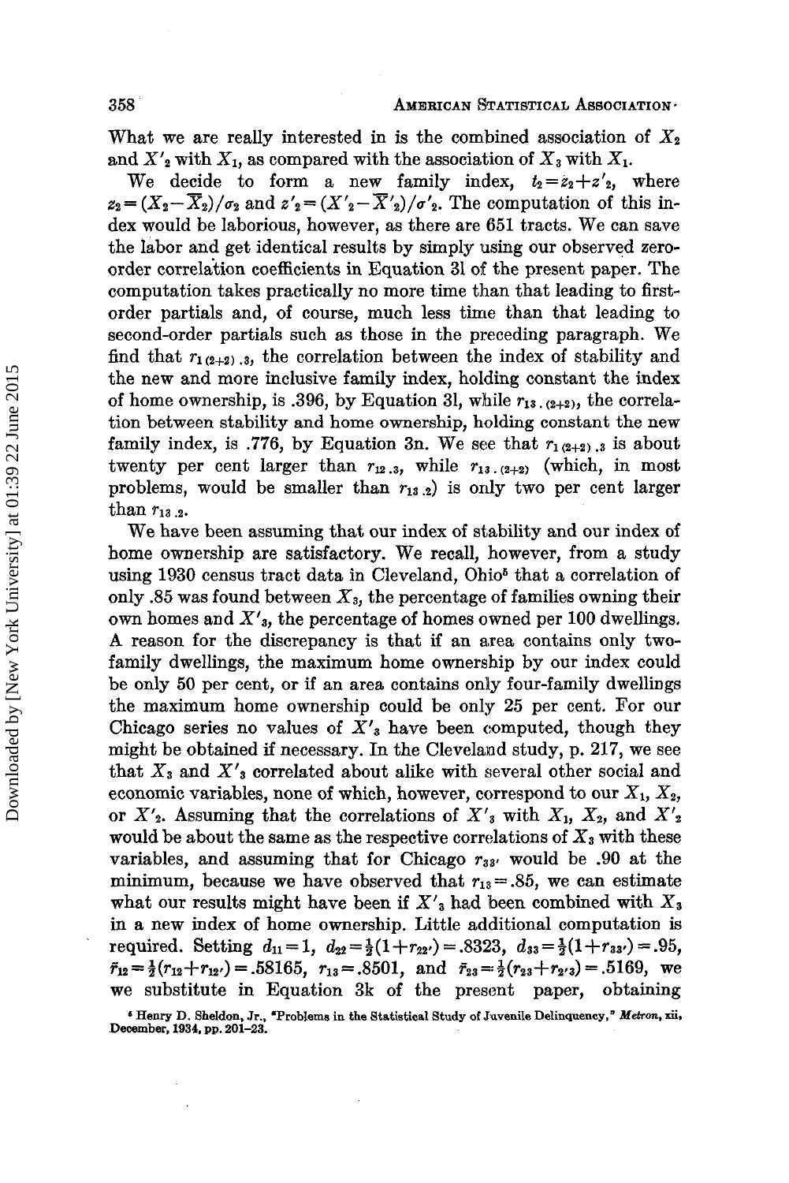What we are really interested in is the combined association of $X_2$ and $X'_2$ with $X_1$, as compared with the association of $X_3$ with $X_1$.

We decide to form a new family index, $t_2 = z_2 + z'_2$, where $z_2 = (X_2 - \overline{X}_2)/\sigma_2$ and $z'_2 = (X'_2 - \overline{X}'_2)/\sigma'_2$. The computation of this index would be laborious, however, as there are 651 tracts. We can save the labor and get identical results by simply using our observed zero-order correlation coefficients in Equation 3l of the present paper. The computation takes practically no more time than that leading to first-order partials and, of course, much less time than that leading to second-order partials such as those in the preceding paragraph. We find that $r_{1(2+2).3}$, the correlation between the index of stability and the new and more inclusive family index, holding constant the index of home ownership, is .396, by Equation 3l, while $r_{13.(2+2)}$, the correlation between stability and home ownership, holding constant the new family index, is .776, by Equation 3n. We see that $r_{1(2+2).3}$ is about twenty per cent larger than $r_{12.3}$, while $r_{13.(2+2)}$ (which, in most problems, would be smaller than $r_{13.2}$) is only two per cent larger than $r_{13.2}$.

We have been assuming that our index of stability and our index of home ownership are satisfactory. We recall, however, from a study using 1930 census tract data in Cleveland, Ohio[6] that a correlation of only .85 was found between $X_3$, the percentage of families owning their own homes and $X'_3$, the percentage of homes owned per 100 dwellings. A reason for the discrepancy is that if an area contains only two-family dwellings, the maximum home ownership by our index could be only 50 per cent, or if an area contains only four-family dwellings the maximum home ownership could be only 25 per cent. For our Chicago series no values of $X'_3$ have been computed, though they might be obtained if necessary. In the Cleveland study, p. 217, we see that $X_3$ and $X'_3$ correlated about alike with several other social and economic variables, none of which, however, correspond to our $X_1$, $X_2$, or $X'_2$. Assuming that the correlations of $X'_3$ with $X_1$, $X_2$, and $X'_2$ would be about the same as the respective correlations of $X_3$ with these variables, and assuming that for Chicago $r_{33'}$ would be .90 at the minimum, because we have observed that $r_{13} = .85$, we can estimate what our results might have been if $X'_3$ had been combined with $X_3$ in a new index of home ownership. Little additional computation is required. Setting $d_{11} = 1$, $d_{22} = \frac{1}{2}(1 + r_{22'}) = .8323$, $d_{33} = \frac{1}{2}(1 + r_{33'}) = .95$, $\bar{r}_{12} = \frac{1}{2}(r_{12} + r_{12'}) = .58165$, $r_{13} = .8501$, and $\bar{r}_{23} = \frac{1}{2}(r_{23} + r_{2'3}) = .5169$, we we substitute in Equation 3k of the present paper, obtaining

[6] Henry D. Sheldon, Jr., "Problems in the Statistical Study of Juvenile Delinquency," *Metron*, xii, December, 1934, pp. 201–23.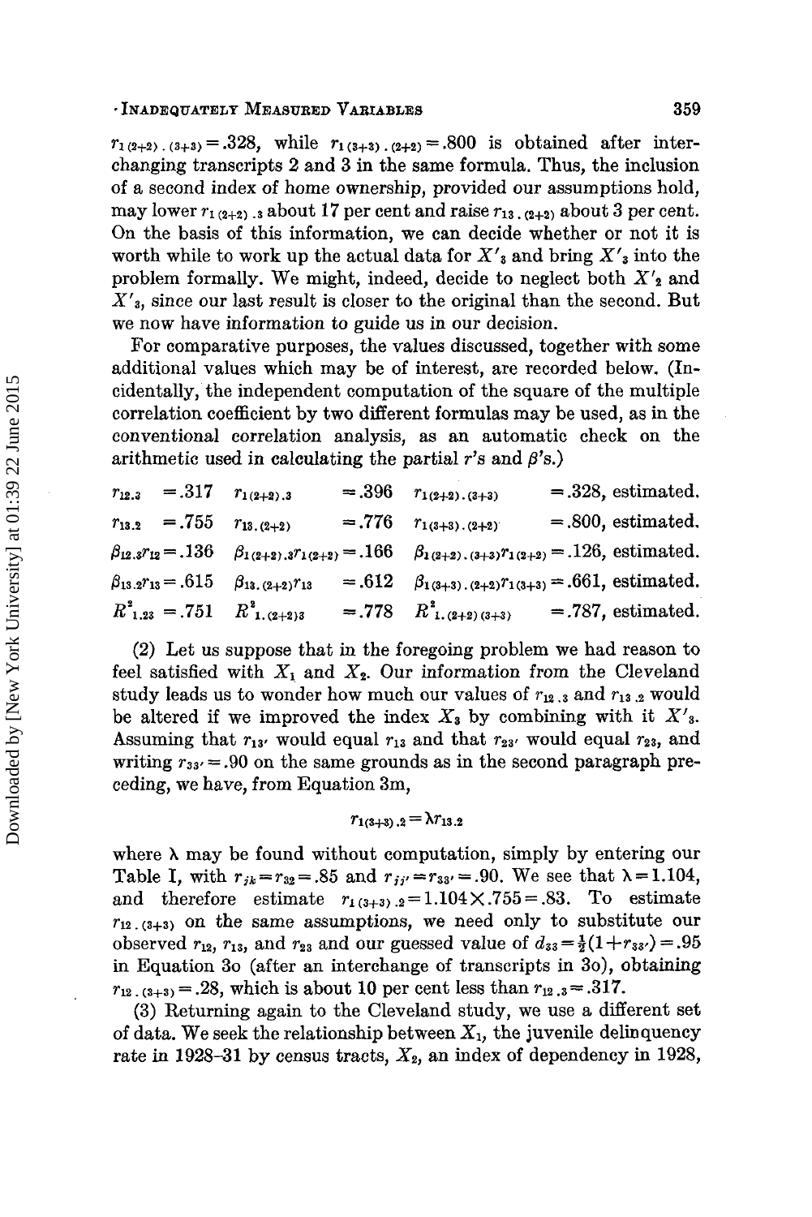$r_{1(2+2).(3+3)} = .328$, while $r_{1(3+3).(2+2)} = .800$ is obtained after interchanging transcripts 2 and 3 in the same formula. Thus, the inclusion of a second index of home ownership, provided our assumptions hold, may lower $r_{1(2+2).3}$ about 17 per cent and raise $r_{13.(2+2)}$ about 3 per cent. On the basis of this information, we can decide whether or not it is worth while to work up the actual data for $X'_3$ and bring $X'_3$ into the problem formally. We might, indeed, decide to neglect both $X'_2$ and $X'_3$, since our last result is closer to the original than the second. But we now have information to guide us in our decision.

For comparative purposes, the values discussed, together with some additional values which may be of interest, are recorded below. (Incidentally, the independent computation of the square of the multiple correlation coefficient by two different formulas may be used, as in the conventional correlation analysis, as an automatic check on the arithmetic used in calculating the partial $r$'s and $\beta$'s.)

| | | |
|---|---|---|
| $r_{12.3} = .317$ | $r_{1(2+2).3} = .396$ | $r_{1(2+2).(3+3)} = .328$, estimated. |
| $r_{13.2} = .755$ | $r_{13.(2+2)} = .776$ | $r_{1(3+3).(2+2)} = .800$, estimated. |
| $\beta_{12.3}r_{12} = .136$ | $\beta_{1(2+2).3}r_{1(2+2)} = .166$ | $\beta_{1(2+2).(3+3)}r_{1(2+2)} = .126$, estimated. |
| $\beta_{13.2}r_{13} = .615$ | $\beta_{13.(2+2)}r_{13} = .612$ | $\beta_{1(3+3).(2+2)}r_{1(3+3)} = .661$, estimated. |
| $R^2_{1.23} = .751$ | $R^2_{1.(2+2)3} = .778$ | $R^2_{1.(2+2)(3+3)} = .787$, estimated. |

(2) Let us suppose that in the foregoing problem we had reason to feel satisfied with $X_1$ and $X_2$. Our information from the Cleveland study leads us to wonder how much our values of $r_{12.3}$ and $r_{13.2}$ would be altered if we improved the index $X_3$ by combining with it $X'_3$. Assuming that $r_{13'}$ would equal $r_{13}$ and that $r_{23'}$ would equal $r_{23}$, and writing $r_{33'} = .90$ on the same grounds as in the second paragraph preceding, we have, from Equation 3m,

$$r_{1(3+3).2} = \lambda r_{13.2}$$

where $\lambda$ may be found without computation, simply by entering our Table I, with $r_{jk} = r_{32} = .85$ and $r_{jj'} = r_{33'} = .90$. We see that $\lambda = 1.104$, and therefore estimate $r_{1(3+3).2} = 1.104 \times .755 = .83$. To estimate $r_{12.(3+3)}$ on the same assumptions, we need only to substitute our observed $r_{12}$, $r_{13}$, and $r_{23}$ and our guessed value of $d_{33} = \frac{1}{2}(1 + r_{33'}) = .95$ in Equation 3o (after an interchange of transcripts in 3o), obtaining $r_{12.(3+3)} = .28$, which is about 10 per cent less than $r_{12.3} = .317$.

(3) Returning again to the Cleveland study, we use a different set of data. We seek the relationship between $X_1$, the juvenile delinquency rate in 1928–31 by census tracts, $X_2$, an index of dependency in 1928,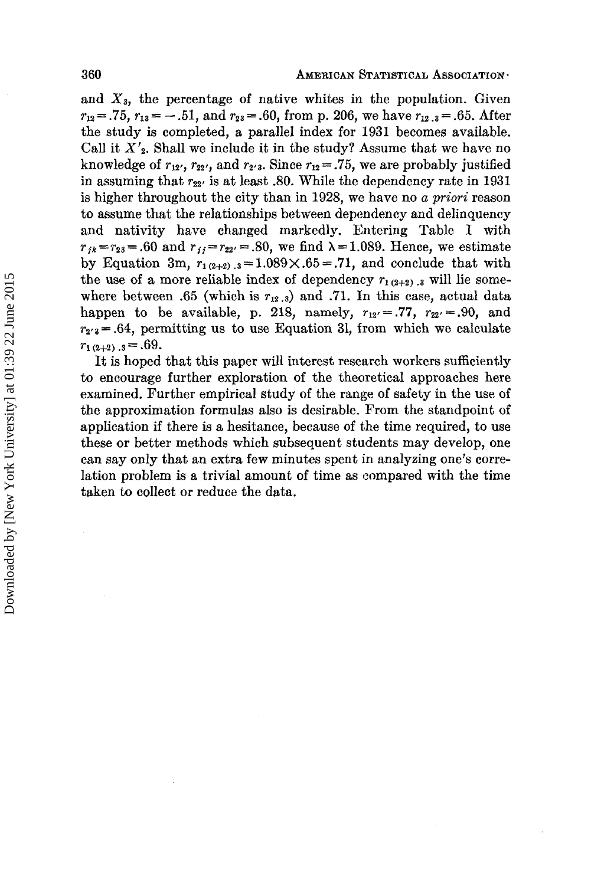and $X_3$, the percentage of native whites in the population. Given $r_{12}=.75$, $r_{13}=-.51$, and $r_{23}=.60$, from p. 206, we have $r_{12.3}=.65$. After the study is completed, a parallel index for 1931 becomes available. Call it $X'_2$. Shall we include it in the study? Assume that we have no knowledge of $r_{12'}$, $r_{22'}$, and $r_{2'3}$. Since $r_{12}=.75$, we are probably justified in assuming that $r_{22'}$ is at least .80. While the dependency rate in 1931 is higher throughout the city than in 1928, we have no *a priori* reason to assume that the relationships between dependency and delinquency and nativity have changed markedly. Entering Table I with $r_{jk}=r_{23}=.60$ and $r_{jj}=r_{22'}=.80$, we find $\lambda=1.089$. Hence, we estimate by Equation 3m, $r_{1(2+2).3}=1.089\times .65=.71$, and conclude that with the use of a more reliable index of dependency $r_{1(2+2).3}$ will lie somewhere between .65 (which is $r_{12.3}$) and .71. In this case, actual data happen to be available, p. 218, namely, $r_{12'}=.77$, $r_{22'}=.90$, and $r_{2'3}=.64$, permitting us to use Equation 3l, from which we calculate $r_{1(2+2).3}=.69$.

It is hoped that this paper will interest research workers sufficiently to encourage further exploration of the theoretical approaches here examined. Further empirical study of the range of safety in the use of the approximation formulas also is desirable. From the standpoint of application if there is a hesitance, because of the time required, to use these or better methods which subsequent students may develop, one can say only that an extra few minutes spent in analyzing one's correlation problem is a trivial amount of time as compared with the time taken to collect or reduce the data.